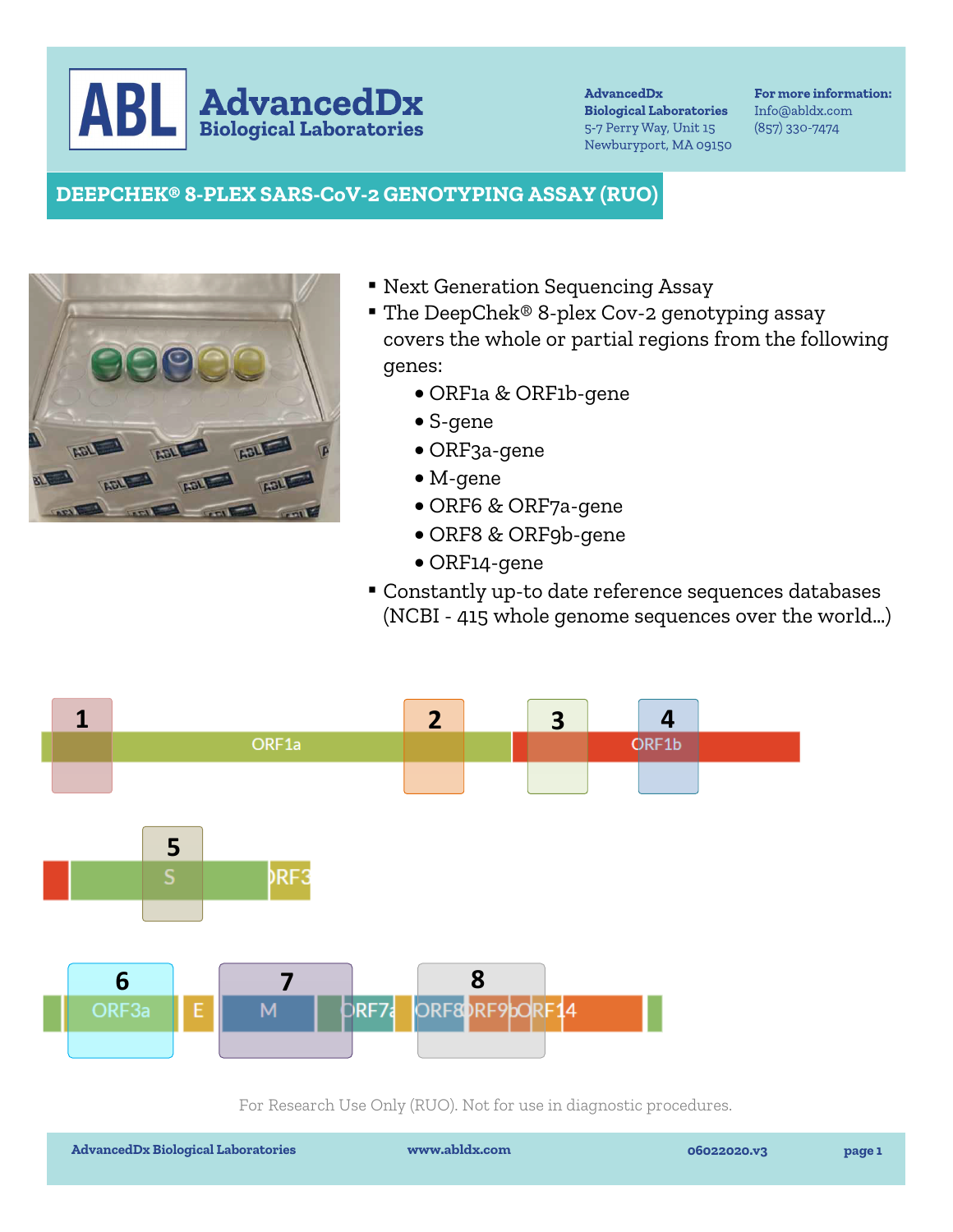# ABL AdvancedDx Biological Laboratories

**AdvancedDx Biological Laboratories**
5-7 Perry Way, Unit 15
Newburyport, MA 09150

**For more information:**
Info@abldx.com
(857) 330-7474

## DEEPCHEK® 8-PLEX SARS-CoV-2 GENOTYPING ASSAY (RUO)

- Next Generation Sequencing Assay
- The DeepChek® 8-plex Cov-2 genotyping assay covers the whole or partial regions from the following genes:
  - ORF1a & ORF1b-gene
  - S-gene
  - ORF3a-gene
  - M-gene
  - ORF6 & ORF7a-gene
  - ORF8 & ORF9b-gene
  - ORF14-gene
- Constantly up-to date reference sequences databases (NCBI - 415 whole genome sequences over the world...)

1 2 3 4
ORF1a ORF1b

5
S ORF3

6 7 8
ORF3a E M ORF7a ORF8 ORF9b ORF14

For Research Use Only (RUO). Not for use in diagnostic procedures.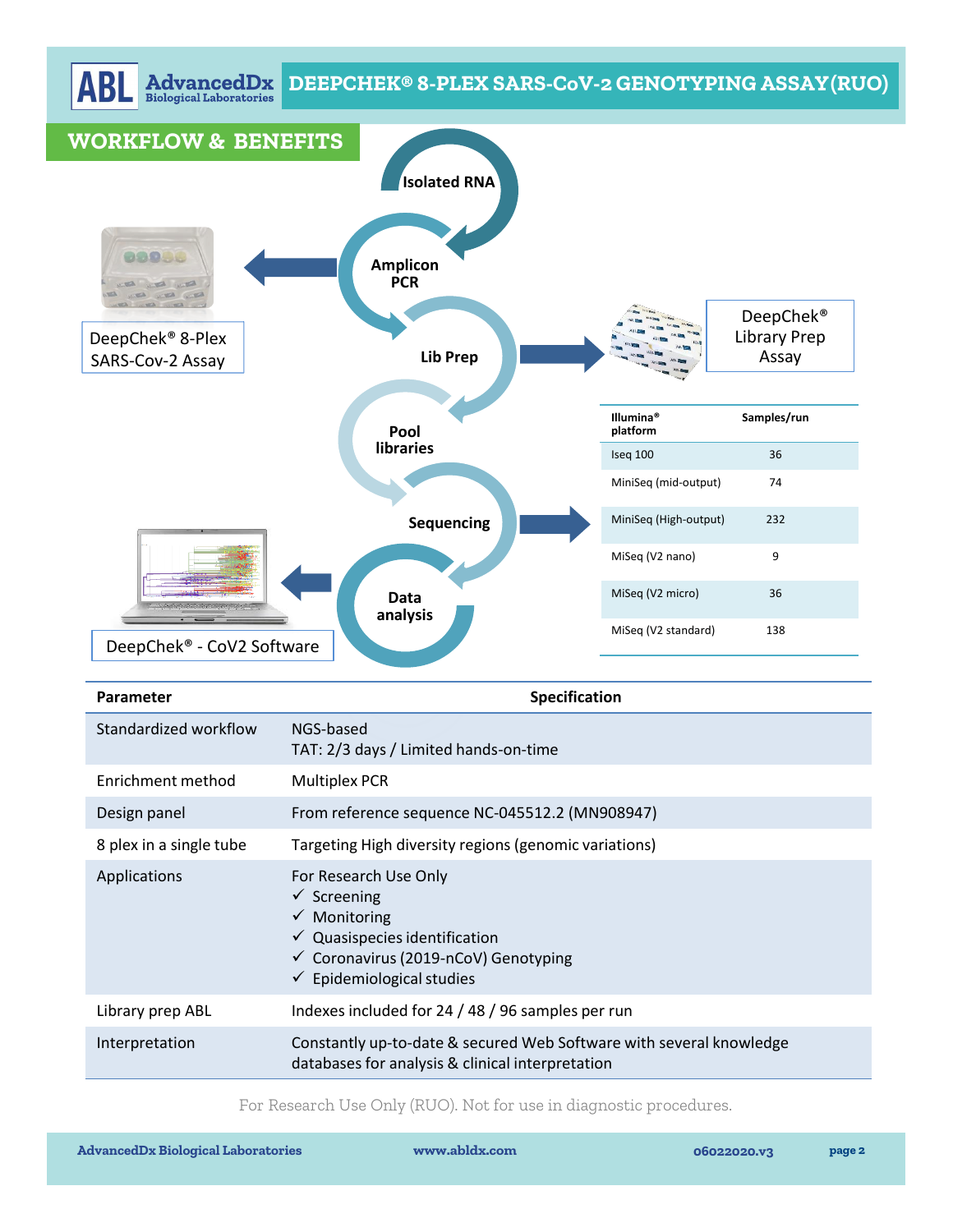# DEEPCHEK® 8-PLEX SARS-CoV-2 GENOTYPING ASSAY(RUO)

## WORKFLOW & BENEFITS

Isolated RNA → Amplicon PCR → Lib Prep → Pool libraries → Sequencing → Data analysis

DeepChek® 8-Plex SARS-Cov-2 Assay

DeepChek® Library Prep Assay

DeepChek® - CoV2 Software

| Illumina® platform | Samples/run |
|---|---|
| Iseq 100 | 36 |
| MiniSeq (mid-output) | 74 |
| MiniSeq (High-output) | 232 |
| MiSeq (V2 nano) | 9 |
| MiSeq (V2 micro) | 36 |
| MiSeq (V2 standard) | 138 |

| Parameter | Specification |
|---|---|
| Standardized workflow | NGS-based<br>TAT: 2/3 days / Limited hands-on-time |
| Enrichment method | Multiplex PCR |
| Design panel | From reference sequence NC-045512.2 (MN908947) |
| 8 plex in a single tube | Targeting High diversity regions (genomic variations) |
| Applications | For Research Use Only<br>✓ Screening<br>✓ Monitoring<br>✓ Quasispecies identification<br>✓ Coronavirus (2019-nCoV) Genotyping<br>✓ Epidemiological studies |
| Library prep ABL | Indexes included for 24 / 48 / 96 samples per run |
| Interpretation | Constantly up-to-date & secured Web Software with several knowledge databases for analysis & clinical interpretation |

For Research Use Only (RUO). Not for use in diagnostic procedures.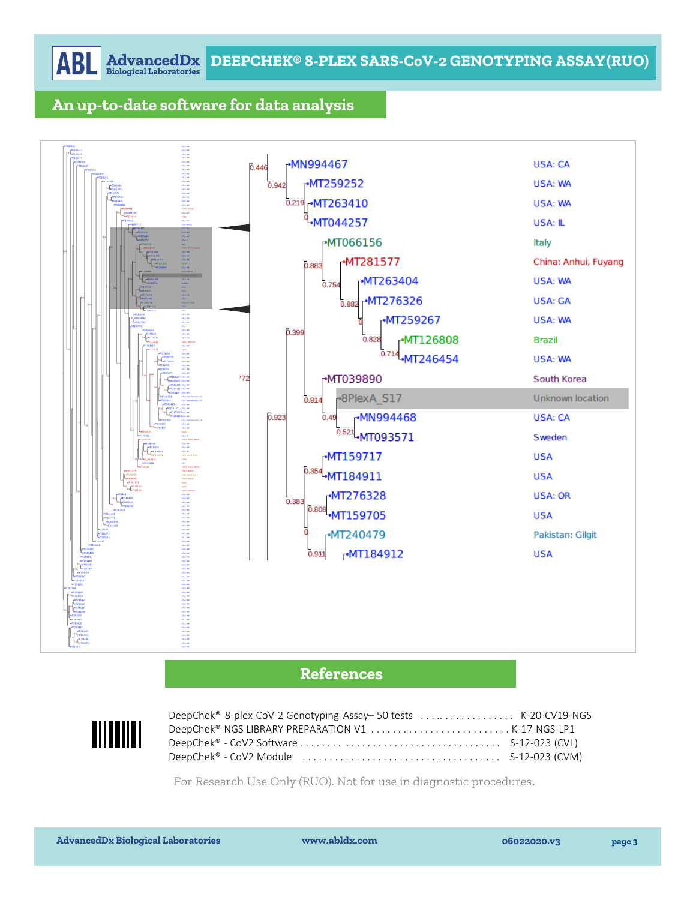## An up-to-date software for data analysis

0.446
MN994467 USA: CA
0.942
MT259252 USA: WA
0.219
MT263410 USA: WA
0
MT044257 USA: IL
MT066156 Italy
0.883
MT281577 China: Anhui, Fuyang
0.754
MT263404 USA: WA
0.882
MT276326 USA: GA
0
MT259267 USA: WA
0.399
0.828
MT126808 Brazil
0.714
MT246454 USA: WA
72
MT039890 South Korea
0.914
8PlexA_S17 Unknown location
0.923
0.49
MN994468 USA: CA
0.521
MT093571 Sweden
MT159717 USA
0.354
MT184911 USA
0.383
MT276328 USA: OR
0.808
MT159705 USA
0
MT240479 Pakistan: Gilgit
0.911
MT184912 USA

## References

DeepChek® 8-plex CoV-2 Genotyping Assay– 50 tests . . . .. . . . . . . . . . . . . . K-20-CV19-NGS
DeepChek® NGS LIBRARY PREPARATION V1 . . . . . . . . . . . . . . . . . . . . . . . . . K-17-NGS-LP1
DeepChek® - CoV2 Software . . . . . . . . . . . . . . . . . . . . . . . . . . . . . . . . . . . . . S-12-023 (CVL)
DeepChek® - CoV2 Module . . . . . . . . . . . . . . . . . . . . . . . . . . . . . . . . . . . . . S-12-023 (CVM)

For Research Use Only (RUO). Not for use in diagnostic procedures.